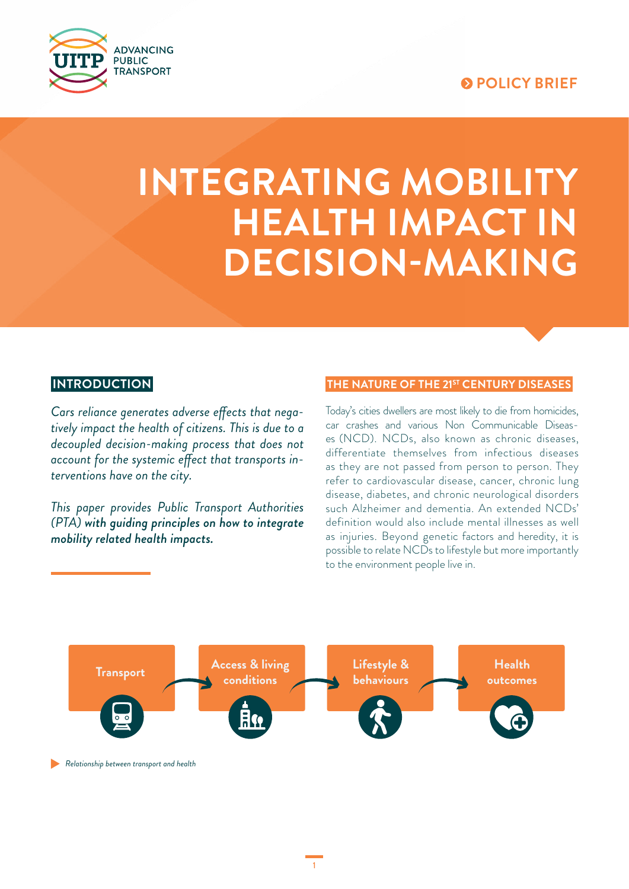ADVANCING PUBLIC TRANSPORT

**POLICY BRIEF**

# INTEGRATING MOBILITY HEALTH IMPACT IN DECISION-MAKING

## INTRODUCTION

*Cars reliance generates adverse effects that negatively impact the health of citizens. This is due to a decoupled decision-making process that does not account for the systemic effect that transports interventions have on the city.*

*This paper provides Public Transport Authorities (PTA)* ***with guiding principles on how to integrate mobility related health impacts.***

## THE NATURE OF THE 21ST CENTURY DISEASES

Today's cities dwellers are most likely to die from homicides, car crashes and various Non Communicable Diseases (NCD). NCDs, also known as chronic diseases, differentiate themselves from infectious diseases as they are not passed from person to person. They refer to cardiovascular disease, cancer, chronic lung disease, diabetes, and chronic neurological disorders such Alzheimer and dementia. An extended NCDs' definition would also include mental illnesses as well as injuries. Beyond genetic factors and heredity, it is possible to relate NCDs to lifestyle but more importantly to the environment people live in.

Transport → Access & living conditions → Lifestyle & behaviours → Health outcomes

*Relationship between transport and health*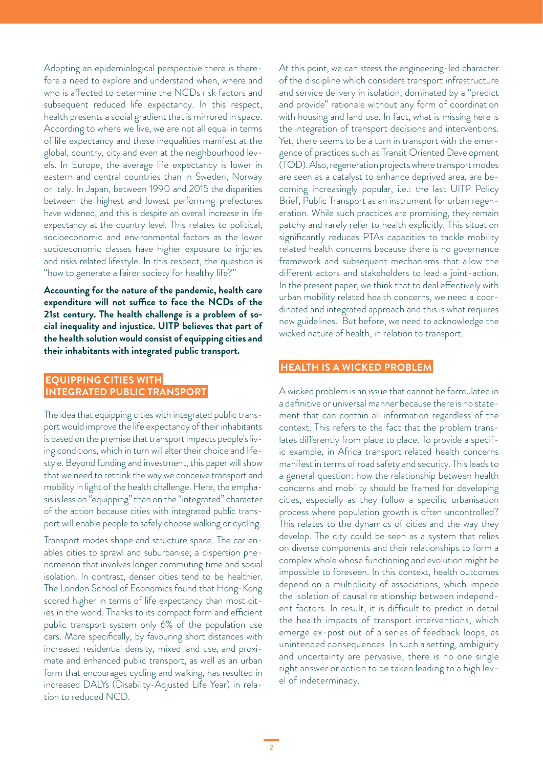Adopting an epidemiological perspective there is therefore a need to explore and understand when, where and who is affected to determine the NCDs risk factors and subsequent reduced life expectancy. In this respect, health presents a social gradient that is mirrored in space. According to where we live, we are not all equal in terms of life expectancy and these inequalities manifest at the global, country, city and even at the neighbourhood levels. In Europe, the average life expectancy is lower in eastern and central countries than in Sweden, Norway or Italy. In Japan, between 1990 and 2015 the disparities between the highest and lowest performing prefectures have widened, and this is despite an overall increase in life expectancy at the country level. This relates to political, socioeconomic and environmental factors as the lower socioeconomic classes have higher exposure to injuries and risks related lifestyle. In this respect, the question is "how to generate a fairer society for healthy life?"

**Accounting for the nature of the pandemic, health care expenditure will not suffice to face the NCDs of the 21st century. The health challenge is a problem of social inequality and injustice. UITP believes that part of the health solution would consist of equipping cities and their inhabitants with integrated public transport.**

## EQUIPPING CITIES WITH INTEGRATED PUBLIC TRANSPORT

The idea that equipping cities with integrated public transport would improve the life expectancy of their inhabitants is based on the premise that transport impacts people's living conditions, which in turn will alter their choice and lifestyle. Beyond funding and investment, this paper will show that we need to rethink the way we conceive transport and mobility in light of the health challenge. Here, the emphasis is less on "equipping" than on the "integrated" character of the action because cities with integrated public transport will enable people to safely choose walking or cycling.

Transport modes shape and structure space. The car enables cities to sprawl and suburbanise; a dispersion phenomenon that involves longer commuting time and social isolation. In contrast, denser cities tend to be healthier. The London School of Economics found that Hong-Kong scored higher in terms of life expectancy than most cities in the world. Thanks to its compact form and efficient public transport system only 6% of the population use cars. More specifically, by favouring short distances with increased residential density, mixed land use, and proximate and enhanced public transport, as well as an urban form that encourages cycling and walking, has resulted in increased DALYs (Disability-Adjusted Life Year) in relation to reduced NCD.

At this point, we can stress the engineering-led character of the discipline which considers transport infrastructure and service delivery in isolation, dominated by a "predict and provide" rationale without any form of coordination with housing and land use. In fact, what is missing here is the integration of transport decisions and interventions. Yet, there seems to be a turn in transport with the emergence of practices such as Transit Oriented Development (TOD). Also, regeneration projects where transport modes are seen as a catalyst to enhance deprived area, are becoming increasingly popular, i.e.: the last UITP Policy Brief, Public Transport as an instrument for urban regeneration. While such practices are promising, they remain patchy and rarely refer to health explicitly. This situation significantly reduces PTAs capacities to tackle mobility related health concerns because there is no governance framework and subsequent mechanisms that allow the different actors and stakeholders to lead a joint-action. In the present paper, we think that to deal effectively with urban mobility related health concerns, we need a coordinated and integrated approach and this is what requires new guidelines. But before, we need to acknowledge the wicked nature of health, in relation to transport.

## HEALTH IS A WICKED PROBLEM

A wicked problem is an issue that cannot be formulated in a definitive or universal manner because there is no statement that can contain all information regardless of the context. This refers to the fact that the problem translates differently from place to place. To provide a specific example, in Africa transport related health concerns manifest in terms of road safety and security. This leads to a general question: how the relationship between health concerns and mobility should be framed for developing cities, especially as they follow a specific urbanisation process where population growth is often uncontrolled? This relates to the dynamics of cities and the way they develop. The city could be seen as a system that relies on diverse components and their relationships to form a complex whole whose functioning and evolution might be impossible to foresee. In this context, health outcomes depend on a multiplicity of associations, which impede the isolation of causal relationship between independent factors. In result, it is difficult to predict in detail the health impacts of transport interventions, which emerge ex-post out of a series of feedback loops, as unintended consequences. In such a setting, ambiguity and uncertainty are pervasive, there is no one single right answer or action to be taken leading to a high level of indeterminacy.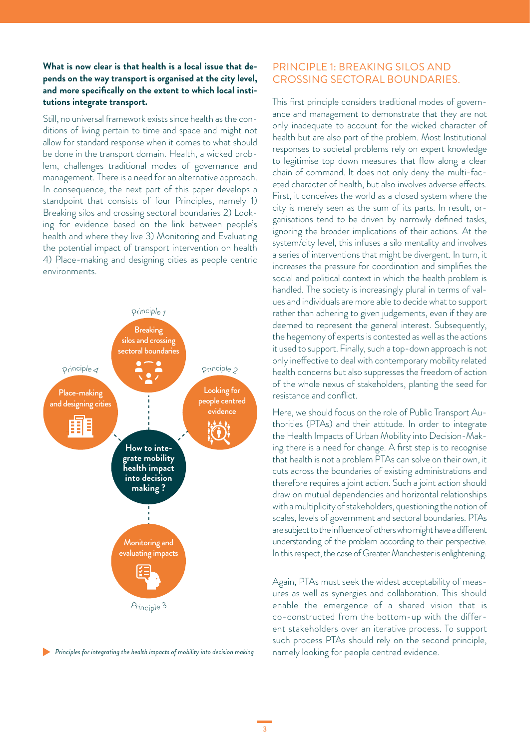**What is now clear is that health is a local issue that depends on the way transport is organised at the city level, and more specifically on the extent to which local institutions integrate transport.**

Still, no universal framework exists since health as the conditions of living pertain to time and space and might not allow for standard response when it comes to what should be done in the transport domain. Health, a wicked problem, challenges traditional modes of governance and management. There is a need for an alternative approach. In consequence, the next part of this paper develops a standpoint that consists of four Principles, namely 1) Breaking silos and crossing sectoral boundaries 2) Looking for evidence based on the link between people's health and where they live 3) Monitoring and Evaluating the potential impact of transport intervention on health 4) Place-making and designing cities as people centric environments.

Principle 1: Breaking silos and crossing sectoral boundaries

Principle 2: Looking for people centred evidence

Principle 3: Monitoring and evaluating impacts

Principle 4: Place-making and designing cities

How to integrate mobility health impact into decision making ?

*Principles for integrating the health impacts of mobility into decision making*

## PRINCIPLE 1: BREAKING SILOS AND CROSSING SECTORAL BOUNDARIES.

This first principle considers traditional modes of governance and management to demonstrate that they are not only inadequate to account for the wicked character of health but are also part of the problem. Most Institutional responses to societal problems rely on expert knowledge to legitimise top down measures that flow along a clear chain of command. It does not only deny the multi-faceted character of health, but also involves adverse effects. First, it conceives the world as a closed system where the city is merely seen as the sum of its parts. In result, organisations tend to be driven by narrowly defined tasks, ignoring the broader implications of their actions. At the system/city level, this infuses a silo mentality and involves a series of interventions that might be divergent. In turn, it increases the pressure for coordination and simplifies the social and political context in which the health problem is handled. The society is increasingly plural in terms of values and individuals are more able to decide what to support rather than adhering to given judgements, even if they are deemed to represent the general interest. Subsequently, the hegemony of experts is contested as well as the actions it used to support. Finally, such a top-down approach is not only ineffective to deal with contemporary mobility related health concerns but also suppresses the freedom of action of the whole nexus of stakeholders, planting the seed for resistance and conflict.

Here, we should focus on the role of Public Transport Authorities (PTAs) and their attitude. In order to integrate the Health Impacts of Urban Mobility into Decision-Making there is a need for change. A first step is to recognise that health is not a problem PTAs can solve on their own, it cuts across the boundaries of existing administrations and therefore requires a joint action. Such a joint action should draw on mutual dependencies and horizontal relationships with a multiplicity of stakeholders, questioning the notion of scales, levels of government and sectoral boundaries. PTAs are subject to the influence of others who might have a different understanding of the problem according to their perspective. In this respect, the case of Greater Manchester is enlightening.

Again, PTAs must seek the widest acceptability of measures as well as synergies and collaboration. This should enable the emergence of a shared vision that is co-constructed from the bottom-up with the different stakeholders over an iterative process. To support such process PTAs should rely on the second principle, namely looking for people centred evidence.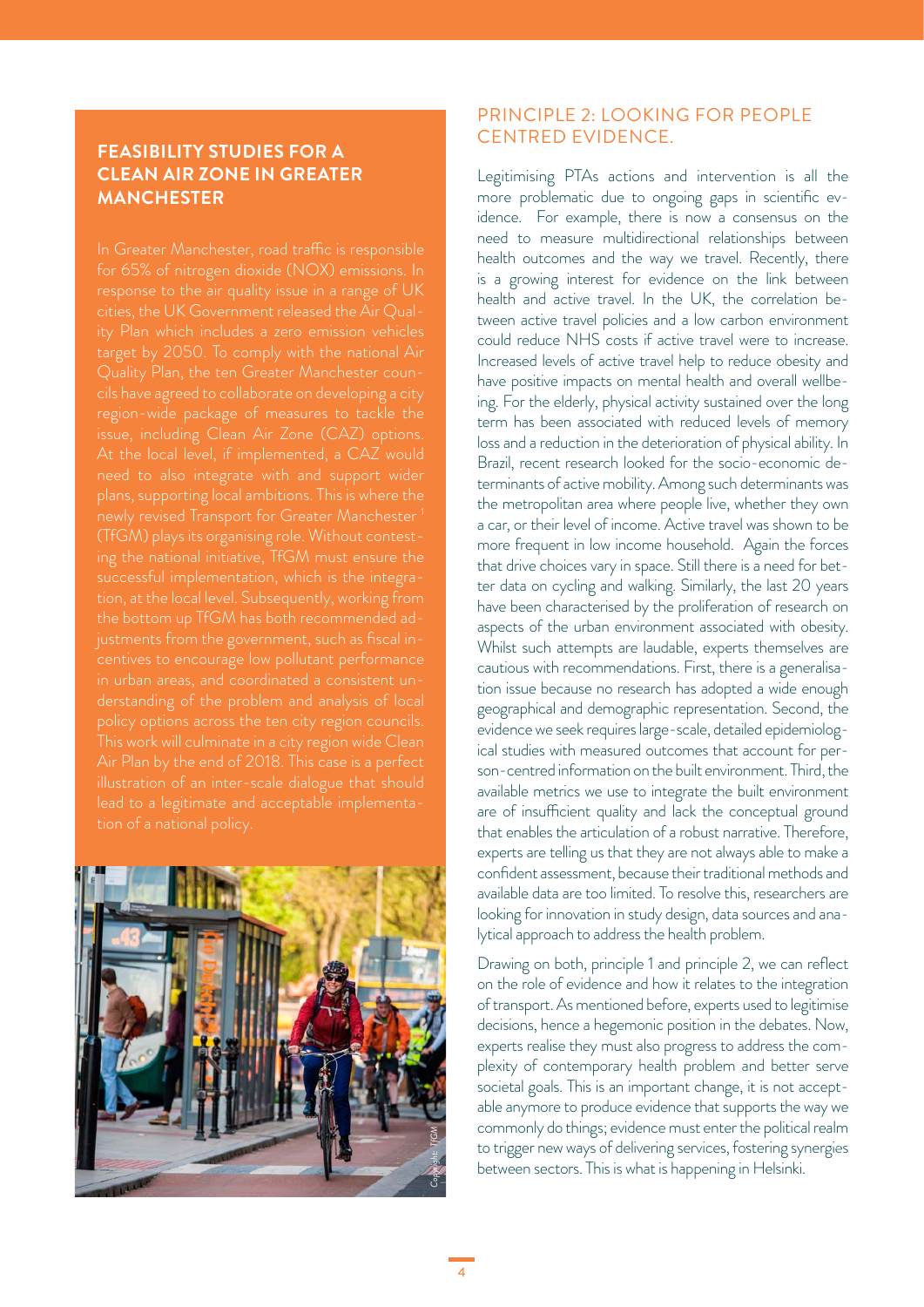## FEASIBILITY STUDIES FOR A CLEAN AIR ZONE IN GREATER MANCHESTER

In Greater Manchester, road traffic is responsible for 65% of nitrogen dioxide (NOX) emissions. In response to the air quality issue in a range of UK cities, the UK Government released the Air Quality Plan which includes a zero emission vehicles target by 2050. To comply with the national Air Quality Plan, the ten Greater Manchester councils have agreed to collaborate on developing a city region-wide package of measures to tackle the issue, including Clean Air Zone (CAZ) options. At the local level, if implemented, a CAZ would need to also integrate with and support wider plans, supporting local ambitions. This is where the newly revised Transport for Greater Manchester [1] (TfGM) plays its organising role. Without contesting the national initiative, TfGM must ensure the successful implementation, which is the integration, at the local level. Subsequently, working from the bottom up TfGM has both recommended adjustments from the government, such as fiscal incentives to encourage low pollutant performance in urban areas, and coordinated a consistent understanding of the problem and analysis of local policy options across the ten city region councils. This work will culminate in a city region wide Clean Air Plan by the end of 2018. This case is a perfect illustration of an inter-scale dialogue that should lead to a legitimate and acceptable implementation of a national policy.

Copyright: TfGM

## PRINCIPLE 2: LOOKING FOR PEOPLE CENTRED EVIDENCE.

Legitimising PTAs actions and intervention is all the more problematic due to ongoing gaps in scientific evidence. For example, there is now a consensus on the need to measure multidirectional relationships between health outcomes and the way we travel. Recently, there is a growing interest for evidence on the link between health and active travel. In the UK, the correlation between active travel policies and a low carbon environment could reduce NHS costs if active travel were to increase. Increased levels of active travel help to reduce obesity and have positive impacts on mental health and overall wellbeing. For the elderly, physical activity sustained over the long term has been associated with reduced levels of memory loss and a reduction in the deterioration of physical ability. In Brazil, recent research looked for the socio-economic determinants of active mobility. Among such determinants was the metropolitan area where people live, whether they own a car, or their level of income. Active travel was shown to be more frequent in low income household. Again the forces that drive choices vary in space. Still there is a need for better data on cycling and walking. Similarly, the last 20 years have been characterised by the proliferation of research on aspects of the urban environment associated with obesity. Whilst such attempts are laudable, experts themselves are cautious with recommendations. First, there is a generalisation issue because no research has adopted a wide enough geographical and demographic representation. Second, the evidence we seek requires large-scale, detailed epidemiological studies with measured outcomes that account for person-centred information on the built environment. Third, the available metrics we use to integrate the built environment are of insufficient quality and lack the conceptual ground that enables the articulation of a robust narrative. Therefore, experts are telling us that they are not always able to make a confident assessment, because their traditional methods and available data are too limited. To resolve this, researchers are looking for innovation in study design, data sources and analytical approach to address the health problem.

Drawing on both, principle 1 and principle 2, we can reflect on the role of evidence and how it relates to the integration of transport. As mentioned before, experts used to legitimise decisions, hence a hegemonic position in the debates. Now, experts realise they must also progress to address the complexity of contemporary health problem and better serve societal goals. This is an important change, it is not acceptable anymore to produce evidence that supports the way we commonly do things; evidence must enter the political realm to trigger new ways of delivering services, fostering synergies between sectors. This is what is happening in Helsinki.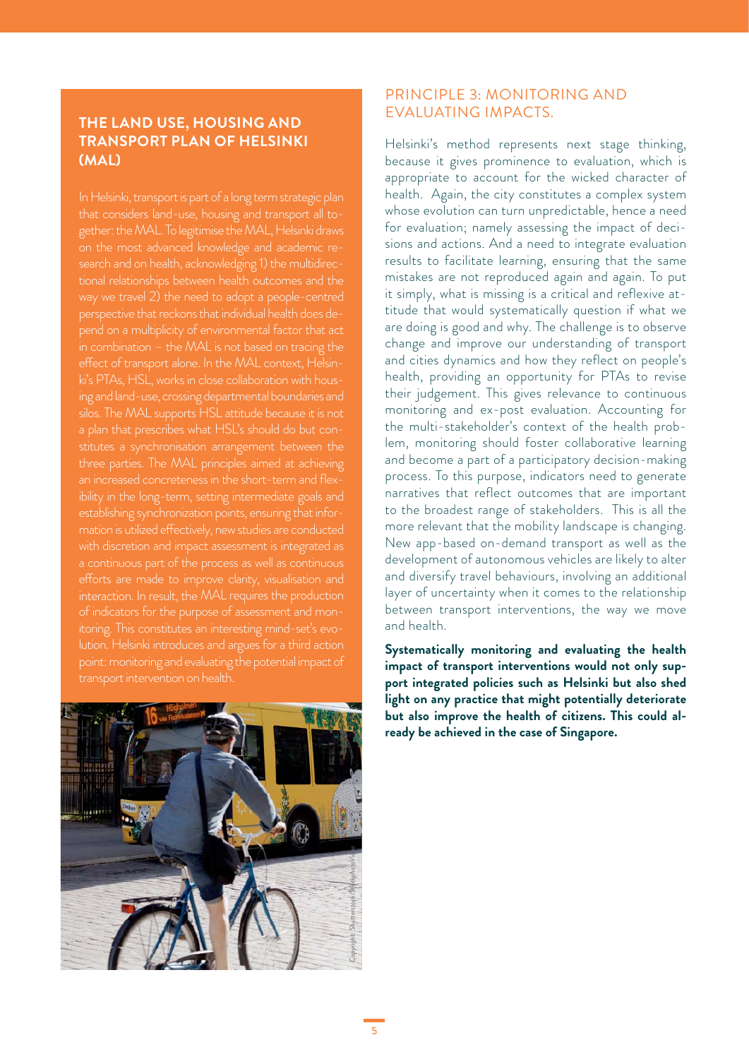### THE LAND USE, HOUSING AND TRANSPORT PLAN OF HELSINKI (MAL)

In Helsinki, transport is part of a long term strategic plan that considers land-use, housing and transport all together: the MAL. To legitimise the MAL, Helsinki draws on the most advanced knowledge and academic research and on health, acknowledging 1) the multidirectional relationships between health outcomes and the way we travel 2) the need to adopt a people-centred perspective that reckons that individual health does depend on a multiplicity of environmental factor that act in combination – the MAL is not based on tracing the effect of transport alone. In the MAL context, Helsinki's PTAs, HSL, works in close collaboration with housing and land-use, crossing departmental boundaries and silos. The MAL supports HSL attitude because it is not a plan that prescribes what HSL's should do but constitutes a synchronisation arrangement between the three parties. The MAL principles aimed at achieving an increased concreteness in the short-term and flexibility in the long-term, setting intermediate goals and establishing synchronization points, ensuring that information is utilized effectively, new studies are conducted with discretion and impact assessment is integrated as a continuous part of the process as well as continuous efforts are made to improve clarity, visualisation and interaction. In result, the MAL requires the production of indicators for the purpose of assessment and monitoring. This constitutes an interesting mind-set's evolution. Helsinki introduces and argues for a third action point: monitoring and evaluating the potential impact of transport intervention on health.

Copyright: Shutterstock/RedaphotoVideo

## PRINCIPLE 3: MONITORING AND EVALUATING IMPACTS.

Helsinki's method represents next stage thinking, because it gives prominence to evaluation, which is appropriate to account for the wicked character of health. Again, the city constitutes a complex system whose evolution can turn unpredictable, hence a need for evaluation; namely assessing the impact of decisions and actions. And a need to integrate evaluation results to facilitate learning, ensuring that the same mistakes are not reproduced again and again. To put it simply, what is missing is a critical and reflexive attitude that would systematically question if what we are doing is good and why. The challenge is to observe change and improve our understanding of transport and cities dynamics and how they reflect on people's health, providing an opportunity for PTAs to revise their judgement. This gives relevance to continuous monitoring and ex-post evaluation. Accounting for the multi-stakeholder's context of the health problem, monitoring should foster collaborative learning and become a part of a participatory decision-making process. To this purpose, indicators need to generate narratives that reflect outcomes that are important to the broadest range of stakeholders. This is all the more relevant that the mobility landscape is changing. New app-based on-demand transport as well as the development of autonomous vehicles are likely to alter and diversify travel behaviours, involving an additional layer of uncertainty when it comes to the relationship between transport interventions, the way we move and health.

**Systematically monitoring and evaluating the health impact of transport interventions would not only support integrated policies such as Helsinki but also shed light on any practice that might potentially deteriorate but also improve the health of citizens. This could already be achieved in the case of Singapore.**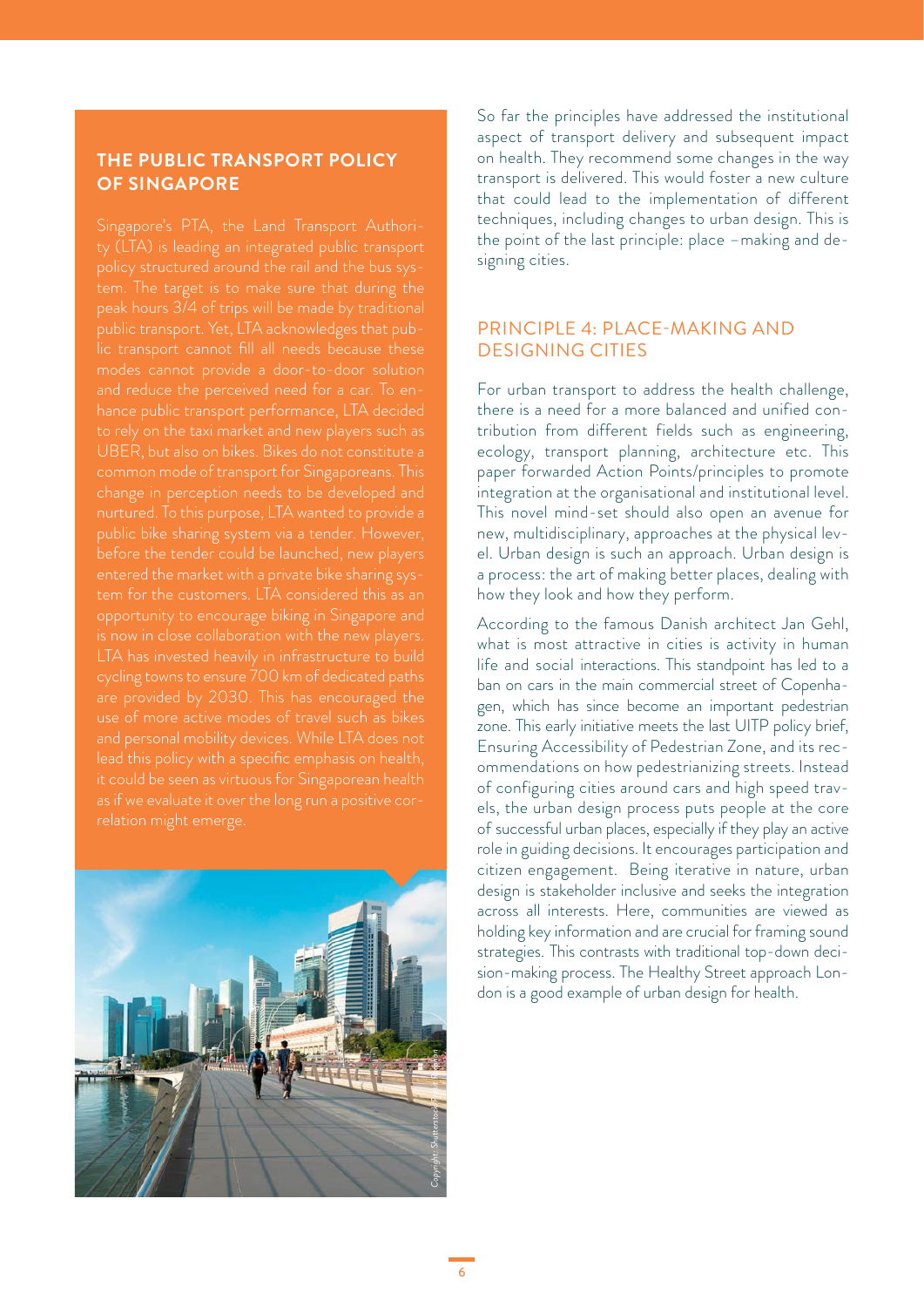## THE PUBLIC TRANSPORT POLICY OF SINGAPORE

Singapore's PTA, the Land Transport Authority (LTA) is leading an integrated public transport policy structured around the rail and the bus system. The target is to make sure that during the peak hours 3/4 of trips will be made by traditional public transport. Yet, LTA acknowledges that public transport cannot fill all needs because these modes cannot provide a door-to-door solution and reduce the perceived need for a car. To enhance public transport performance, LTA decided to rely on the taxi market and new players such as UBER, but also on bikes. Bikes do not constitute a common mode of transport for Singaporeans. This change in perception needs to be developed and nurtured. To this purpose, LTA wanted to provide a public bike sharing system via a tender. However, before the tender could be launched, new players entered the market with a private bike sharing system for the customers. LTA considered this as an opportunity to encourage biking in Singapore and is now in close collaboration with the new players. LTA has invested heavily in infrastructure to build cycling towns to ensure 700 km of dedicated paths are provided by 2030. This has encouraged the use of more active modes of travel such as bikes and personal mobility devices. While LTA does not lead this policy with a specific emphasis on health, it could be seen as virtuous for Singaporean health as if we evaluate it over the long run a positive correlation might emerge.

*Copyright: Shutterstock/Paul Rushton*

So far the principles have addressed the institutional aspect of transport delivery and subsequent impact on health. They recommend some changes in the way transport is delivered. This would foster a new culture that could lead to the implementation of different techniques, including changes to urban design. This is the point of the last principle: place –making and designing cities.

## PRINCIPLE 4: PLACE-MAKING AND DESIGNING CITIES

For urban transport to address the health challenge, there is a need for a more balanced and unified contribution from different fields such as engineering, ecology, transport planning, architecture etc. This paper forwarded Action Points/principles to promote integration at the organisational and institutional level. This novel mind-set should also open an avenue for new, multidisciplinary, approaches at the physical level. Urban design is such an approach. Urban design is a process: the art of making better places, dealing with how they look and how they perform.

According to the famous Danish architect Jan Gehl, what is most attractive in cities is activity in human life and social interactions. This standpoint has led to a ban on cars in the main commercial street of Copenhagen, which has since become an important pedestrian zone. This early initiative meets the last UITP policy brief, Ensuring Accessibility of Pedestrian Zone, and its recommendations on how pedestrianizing streets. Instead of configuring cities around cars and high speed travels, the urban design process puts people at the core of successful urban places, especially if they play an active role in guiding decisions. It encourages participation and citizen engagement. Being iterative in nature, urban design is stakeholder inclusive and seeks the integration across all interests. Here, communities are viewed as holding key information and are crucial for framing sound strategies. This contrasts with traditional top-down decision-making process. The Healthy Street approach London is a good example of urban design for health.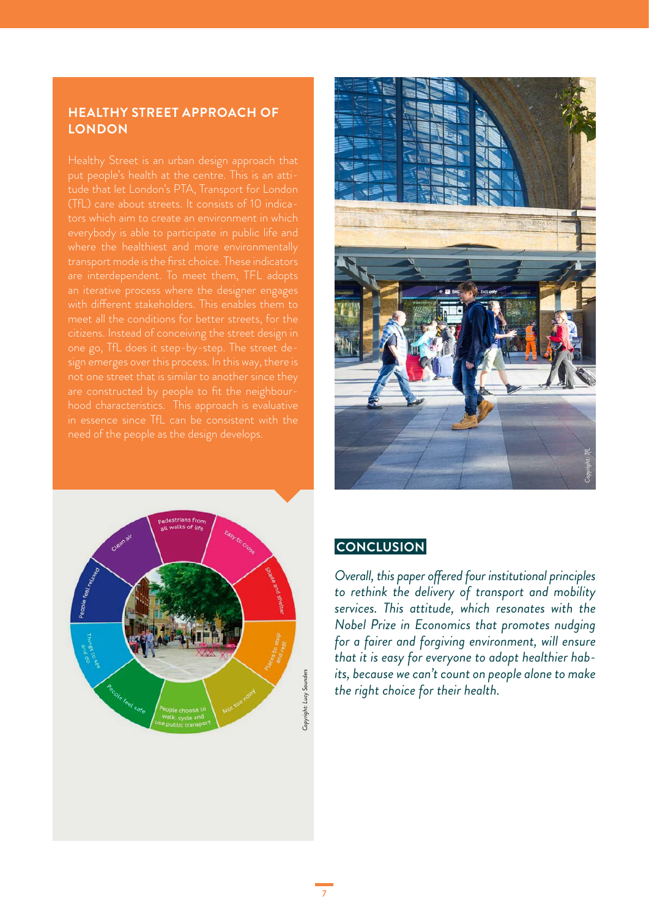## HEALTHY STREET APPROACH OF LONDON

Healthy Street is an urban design approach that put people's health at the centre. This is an attitude that let London's PTA, Transport for London (TfL) care about streets. It consists of 10 indicators which aim to create an environment in which everybody is able to participate in public life and where the healthiest and more environmentally transport mode is the first choice. These indicators are interdependent. To meet them, TFL adopts an iterative process where the designer engages with different stakeholders. This enables them to meet all the conditions for better streets, for the citizens. Instead of conceiving the street design in one go, TfL does it step-by-step. The street design emerges over this process. In this way, there is not one street that is similar to another since they are constructed by people to fit the neighbourhood characteristics. This approach is evaluative in essence since TfL can be consistent with the need of the people as the design develops.

Copyright: Lucy Saunders

Copyright: TfL

## CONCLUSION

*Overall, this paper offered four institutional principles to rethink the delivery of transport and mobility services. This attitude, which resonates with the Nobel Prize in Economics that promotes nudging for a fairer and forgiving environment, will ensure that it is easy for everyone to adopt healthier habits, because we can't count on people alone to make the right choice for their health.*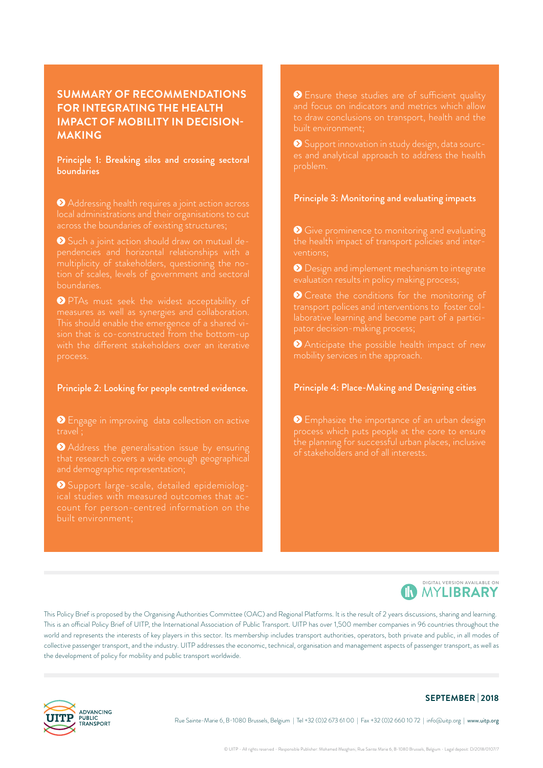## SUMMARY OF RECOMMENDATIONS FOR INTEGRATING THE HEALTH IMPACT OF MOBILITY IN DECISION-MAKING

### Principle 1: Breaking silos and crossing sectoral boundaries

- Addressing health requires a joint action across local administrations and their organisations to cut across the boundaries of existing structures;
- Such a joint action should draw on mutual dependencies and horizontal relationships with a multiplicity of stakeholders, questioning the notion of scales, levels of government and sectoral boundaries.
- PTAs must seek the widest acceptability of measures as well as synergies and collaboration. This should enable the emergence of a shared vision that is co-constructed from the bottom-up with the different stakeholders over an iterative process.

### Principle 2: Looking for people centred evidence.

- Engage in improving data collection on active travel ;
- Address the generalisation issue by ensuring that research covers a wide enough geographical and demographic representation;
- Support large-scale, detailed epidemiological studies with measured outcomes that account for person-centred information on the built environment;
- Ensure these studies are of sufficient quality and focus on indicators and metrics which allow to draw conclusions on transport, health and the built environment;
- Support innovation in study design, data sources and analytical approach to address the health problem.

### Principle 3: Monitoring and evaluating impacts

- Give prominence to monitoring and evaluating the health impact of transport policies and interventions;
- Design and implement mechanism to integrate evaluation results in policy making process;
- Create the conditions for the monitoring of transport polices and interventions to foster collaborative learning and become part of a participator decision-making process;
- Anticipate the possible health impact of new mobility services in the approach.

### Principle 4: Place-Making and Designing cities

- Emphasize the importance of an urban design process which puts people at the core to ensure the planning for successful urban places, inclusive of stakeholders and of all interests.

DIGITAL VERSION AVAILABLE ON MYLIBRARY

This Policy Brief is proposed by the Organising Authorities Committee (OAC) and Regional Platforms. It is the result of 2 years discussions, sharing and learning. This is an official Policy Brief of UITP, the International Association of Public Transport. UITP has over 1,500 member companies in 96 countries throughout the world and represents the interests of key players in this sector. Its membership includes transport authorities, operators, both private and public, in all modes of collective passenger transport, and the industry. UITP addresses the economic, technical, organisation and management aspects of passenger transport, as well as the development of policy for mobility and public transport worldwide.

**SEPTEMBER | 2018**

UITP ADVANCING PUBLIC TRANSPORT

Rue Sainte-Marie 6, B-1080 Brussels, Belgium | Tel +32 (0)2 673 61 00 | Fax +32 (0)2 660 10 72 | info@uitp.org | www.uitp.org

© UITP - All rights reserved - Responsible Publisher: Mohamed Mezghani, Rue Sainte Marie 6, B-1080 Brussels, Belgium - Legal deposit: D/2018/0107/7